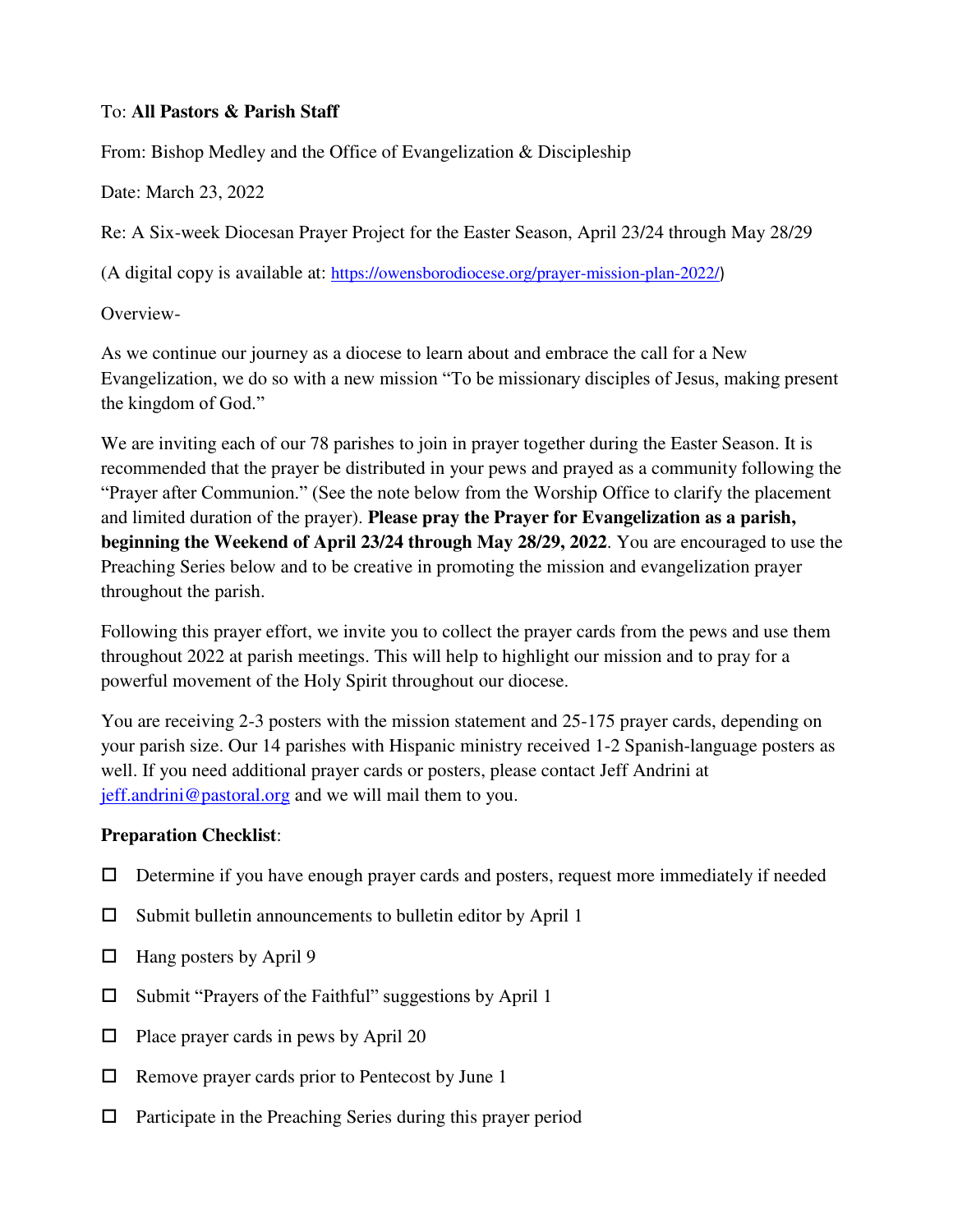To: **All Pastors & Parish Staff**

From: Bishop Medley and the Office of Evangelization & Discipleship

Date: March 23, 2022

Re: A Six-week Diocesan Prayer Project for the Easter Season, April 23/24 through May 28/29

(A digital copy is available at: [https://owensborodiocese.org/prayer-mission-plan-2022/](https://owensborodiocese.org/prayer-mission-plan-2022/))

Overview-

As we continue our journey as a diocese to learn about and embrace the call for a New Evangelization, we do so with a new mission "To be missionary disciples of Jesus, making present the kingdom of God."

We are inviting each of our 78 parishes to join in prayer together during the Easter Season. It is recommended that the prayer be distributed in your pews and prayed as a community following the "Prayer after Communion." (See the note below from the Worship Office to clarify the placement and limited duration of the prayer). **Please pray the Prayer for Evangelization as a parish, beginning the Weekend of April 23/24 through May 28/29, 2022**. You are encouraged to use the Preaching Series below and to be creative in promoting the mission and evangelization prayer throughout the parish.

Following this prayer effort, we invite you to collect the prayer cards from the pews and use them throughout 2022 at parish meetings. This will help to highlight our mission and to pray for a powerful movement of the Holy Spirit throughout our diocese.

You are receiving 2-3 posters with the mission statement and 25-175 prayer cards, depending on your parish size. Our 14 parishes with Hispanic ministry received 1-2 Spanish-language posters as well. If you need additional prayer cards or posters, please contact Jeff Andrini at [jeff.andrini@pastoral.org](mailto:jeff.andrini@pastoral.org) and we will mail them to you.

**Preparation Checklist**:

- ☐ Determine if you have enough prayer cards and posters, request more immediately if needed
- ☐ Submit bulletin announcements to bulletin editor by April 1
- ☐ Hang posters by April 9
- ☐ Submit "Prayers of the Faithful" suggestions by April 1
- ☐ Place prayer cards in pews by April 20
- ☐ Remove prayer cards prior to Pentecost by June 1
- ☐ Participate in the Preaching Series during this prayer period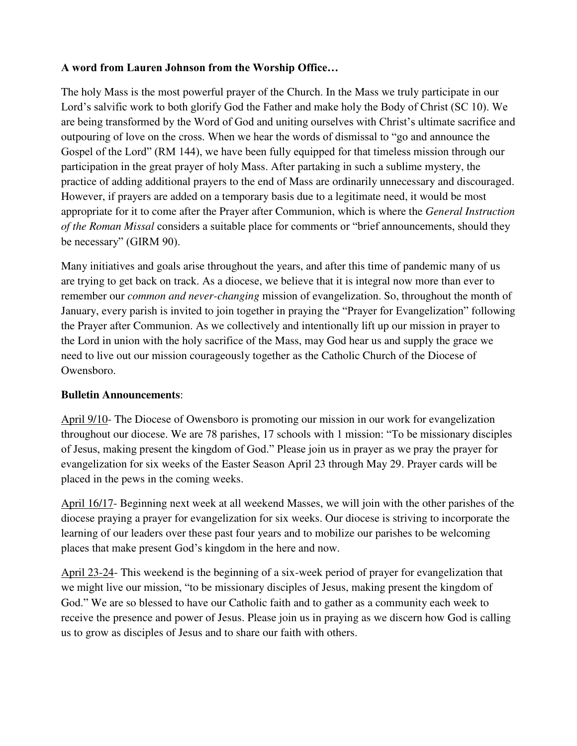**A word from Lauren Johnson from the Worship Office…**

The holy Mass is the most powerful prayer of the Church. In the Mass we truly participate in our Lord's salvific work to both glorify God the Father and make holy the Body of Christ (SC 10). We are being transformed by the Word of God and uniting ourselves with Christ's ultimate sacrifice and outpouring of love on the cross. When we hear the words of dismissal to "go and announce the Gospel of the Lord" (RM 144), we have been fully equipped for that timeless mission through our participation in the great prayer of holy Mass. After partaking in such a sublime mystery, the practice of adding additional prayers to the end of Mass are ordinarily unnecessary and discouraged. However, if prayers are added on a temporary basis due to a legitimate need, it would be most appropriate for it to come after the Prayer after Communion, which is where the *General Instruction of the Roman Missal* considers a suitable place for comments or "brief announcements, should they be necessary" (GIRM 90).

Many initiatives and goals arise throughout the years, and after this time of pandemic many of us are trying to get back on track. As a diocese, we believe that it is integral now more than ever to remember our *common and never-changing* mission of evangelization. So, throughout the month of January, every parish is invited to join together in praying the "Prayer for Evangelization" following the Prayer after Communion. As we collectively and intentionally lift up our mission in prayer to the Lord in union with the holy sacrifice of the Mass, may God hear us and supply the grace we need to live out our mission courageously together as the Catholic Church of the Diocese of Owensboro.

**Bulletin Announcements**:

April 9/10- The Diocese of Owensboro is promoting our mission in our work for evangelization throughout our diocese. We are 78 parishes, 17 schools with 1 mission: "To be missionary disciples of Jesus, making present the kingdom of God." Please join us in prayer as we pray the prayer for evangelization for six weeks of the Easter Season April 23 through May 29. Prayer cards will be placed in the pews in the coming weeks.

April 16/17- Beginning next week at all weekend Masses, we will join with the other parishes of the diocese praying a prayer for evangelization for six weeks. Our diocese is striving to incorporate the learning of our leaders over these past four years and to mobilize our parishes to be welcoming places that make present God's kingdom in the here and now.

April 23-24- This weekend is the beginning of a six-week period of prayer for evangelization that we might live our mission, "to be missionary disciples of Jesus, making present the kingdom of God." We are so blessed to have our Catholic faith and to gather as a community each week to receive the presence and power of Jesus. Please join us in praying as we discern how God is calling us to grow as disciples of Jesus and to share our faith with others.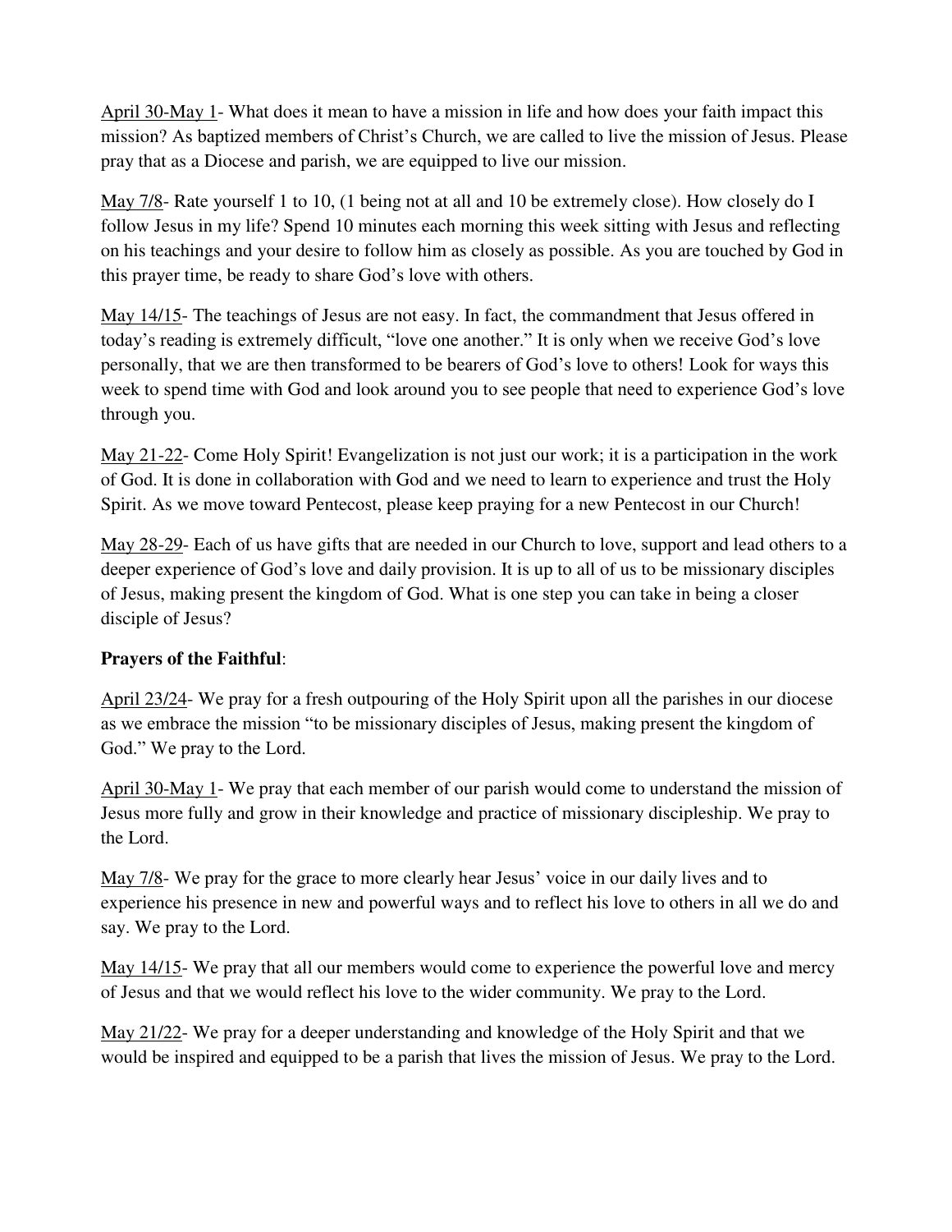<u>April 30-May 1</u>- What does it mean to have a mission in life and how does your faith impact this mission? As baptized members of Christ's Church, we are called to live the mission of Jesus. Please pray that as a Diocese and parish, we are equipped to live our mission.

<u>May 7/8</u>- Rate yourself 1 to 10, (1 being not at all and 10 be extremely close). How closely do I follow Jesus in my life? Spend 10 minutes each morning this week sitting with Jesus and reflecting on his teachings and your desire to follow him as closely as possible. As you are touched by God in this prayer time, be ready to share God's love with others.

<u>May 14/15</u>- The teachings of Jesus are not easy. In fact, the commandment that Jesus offered in today's reading is extremely difficult, "love one another." It is only when we receive God's love personally, that we are then transformed to be bearers of God's love to others! Look for ways this week to spend time with God and look around you to see people that need to experience God's love through you.

<u>May 21-22</u>- Come Holy Spirit! Evangelization is not just our work; it is a participation in the work of God. It is done in collaboration with God and we need to learn to experience and trust the Holy Spirit. As we move toward Pentecost, please keep praying for a new Pentecost in our Church!

<u>May 28-29</u>- Each of us have gifts that are needed in our Church to love, support and lead others to a deeper experience of God's love and daily provision. It is up to all of us to be missionary disciples of Jesus, making present the kingdom of God. What is one step you can take in being a closer disciple of Jesus?

**Prayers of the Faithful**:

<u>April 23/24</u>- We pray for a fresh outpouring of the Holy Spirit upon all the parishes in our diocese as we embrace the mission "to be missionary disciples of Jesus, making present the kingdom of God." We pray to the Lord.

<u>April 30-May 1</u>- We pray that each member of our parish would come to understand the mission of Jesus more fully and grow in their knowledge and practice of missionary discipleship. We pray to the Lord.

<u>May 7/8</u>- We pray for the grace to more clearly hear Jesus' voice in our daily lives and to experience his presence in new and powerful ways and to reflect his love to others in all we do and say. We pray to the Lord.

<u>May 14/15</u>- We pray that all our members would come to experience the powerful love and mercy of Jesus and that we would reflect his love to the wider community. We pray to the Lord.

<u>May 21/22</u>- We pray for a deeper understanding and knowledge of the Holy Spirit and that we would be inspired and equipped to be a parish that lives the mission of Jesus. We pray to the Lord.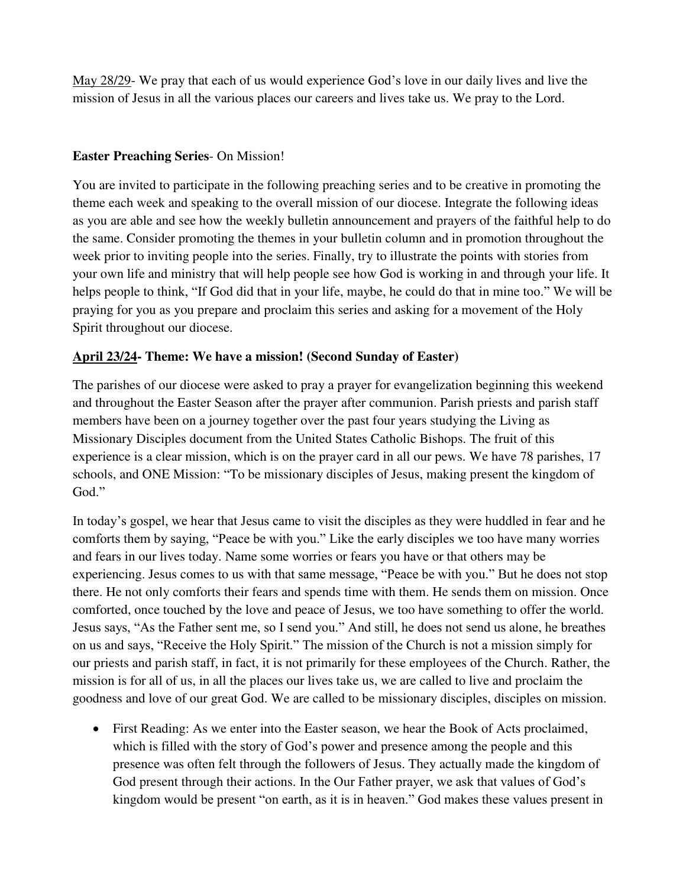May 28/29- We pray that each of us would experience God's love in our daily lives and live the mission of Jesus in all the various places our careers and lives take us. We pray to the Lord.

**Easter Preaching Series**- On Mission!

You are invited to participate in the following preaching series and to be creative in promoting the theme each week and speaking to the overall mission of our diocese. Integrate the following ideas as you are able and see how the weekly bulletin announcement and prayers of the faithful help to do the same. Consider promoting the themes in your bulletin column and in promotion throughout the week prior to inviting people into the series. Finally, try to illustrate the points with stories from your own life and ministry that will help people see how God is working in and through your life. It helps people to think, "If God did that in your life, maybe, he could do that in mine too." We will be praying for you as you prepare and proclaim this series and asking for a movement of the Holy Spirit throughout our diocese.

**April 23/24- Theme: We have a mission! (Second Sunday of Easter)**

The parishes of our diocese were asked to pray a prayer for evangelization beginning this weekend and throughout the Easter Season after the prayer after communion. Parish priests and parish staff members have been on a journey together over the past four years studying the Living as Missionary Disciples document from the United States Catholic Bishops. The fruit of this experience is a clear mission, which is on the prayer card in all our pews. We have 78 parishes, 17 schools, and ONE Mission: "To be missionary disciples of Jesus, making present the kingdom of God."

In today's gospel, we hear that Jesus came to visit the disciples as they were huddled in fear and he comforts them by saying, "Peace be with you." Like the early disciples we too have many worries and fears in our lives today. Name some worries or fears you have or that others may be experiencing. Jesus comes to us with that same message, "Peace be with you." But he does not stop there. He not only comforts their fears and spends time with them. He sends them on mission. Once comforted, once touched by the love and peace of Jesus, we too have something to offer the world. Jesus says, "As the Father sent me, so I send you." And still, he does not send us alone, he breathes on us and says, "Receive the Holy Spirit." The mission of the Church is not a mission simply for our priests and parish staff, in fact, it is not primarily for these employees of the Church. Rather, the mission is for all of us, in all the places our lives take us, we are called to live and proclaim the goodness and love of our great God. We are called to be missionary disciples, disciples on mission.

- First Reading: As we enter into the Easter season, we hear the Book of Acts proclaimed, which is filled with the story of God's power and presence among the people and this presence was often felt through the followers of Jesus. They actually made the kingdom of God present through their actions. In the Our Father prayer, we ask that values of God's kingdom would be present "on earth, as it is in heaven." God makes these values present in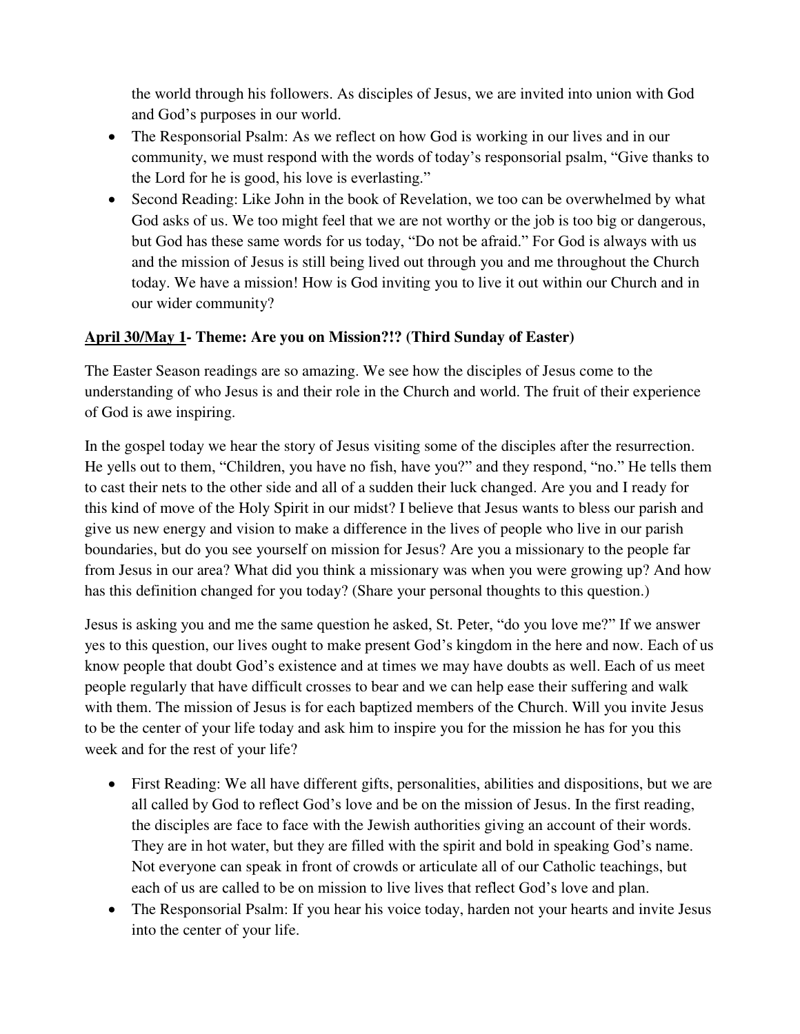the world through his followers. As disciples of Jesus, we are invited into union with God and God's purposes in our world.

- The Responsorial Psalm: As we reflect on how God is working in our lives and in our community, we must respond with the words of today's responsorial psalm, "Give thanks to the Lord for he is good, his love is everlasting."
- Second Reading: Like John in the book of Revelation, we too can be overwhelmed by what God asks of us. We too might feel that we are not worthy or the job is too big or dangerous, but God has these same words for us today, "Do not be afraid." For God is always with us and the mission of Jesus is still being lived out through you and me throughout the Church today. We have a mission! How is God inviting you to live it out within our Church and in our wider community?

**<u>April 30/May 1</u>- Theme: Are you on Mission?!? (Third Sunday of Easter)**

The Easter Season readings are so amazing. We see how the disciples of Jesus come to the understanding of who Jesus is and their role in the Church and world. The fruit of their experience of God is awe inspiring.

In the gospel today we hear the story of Jesus visiting some of the disciples after the resurrection. He yells out to them, "Children, you have no fish, have you?" and they respond, "no." He tells them to cast their nets to the other side and all of a sudden their luck changed. Are you and I ready for this kind of move of the Holy Spirit in our midst? I believe that Jesus wants to bless our parish and give us new energy and vision to make a difference in the lives of people who live in our parish boundaries, but do you see yourself on mission for Jesus? Are you a missionary to the people far from Jesus in our area? What did you think a missionary was when you were growing up? And how has this definition changed for you today? (Share your personal thoughts to this question.)

Jesus is asking you and me the same question he asked, St. Peter, "do you love me?" If we answer yes to this question, our lives ought to make present God's kingdom in the here and now. Each of us know people that doubt God's existence and at times we may have doubts as well. Each of us meet people regularly that have difficult crosses to bear and we can help ease their suffering and walk with them. The mission of Jesus is for each baptized members of the Church. Will you invite Jesus to be the center of your life today and ask him to inspire you for the mission he has for you this week and for the rest of your life?

- First Reading: We all have different gifts, personalities, abilities and dispositions, but we are all called by God to reflect God's love and be on the mission of Jesus. In the first reading, the disciples are face to face with the Jewish authorities giving an account of their words. They are in hot water, but they are filled with the spirit and bold in speaking God's name. Not everyone can speak in front of crowds or articulate all of our Catholic teachings, but each of us are called to be on mission to live lives that reflect God's love and plan.
- The Responsorial Psalm: If you hear his voice today, harden not your hearts and invite Jesus into the center of your life.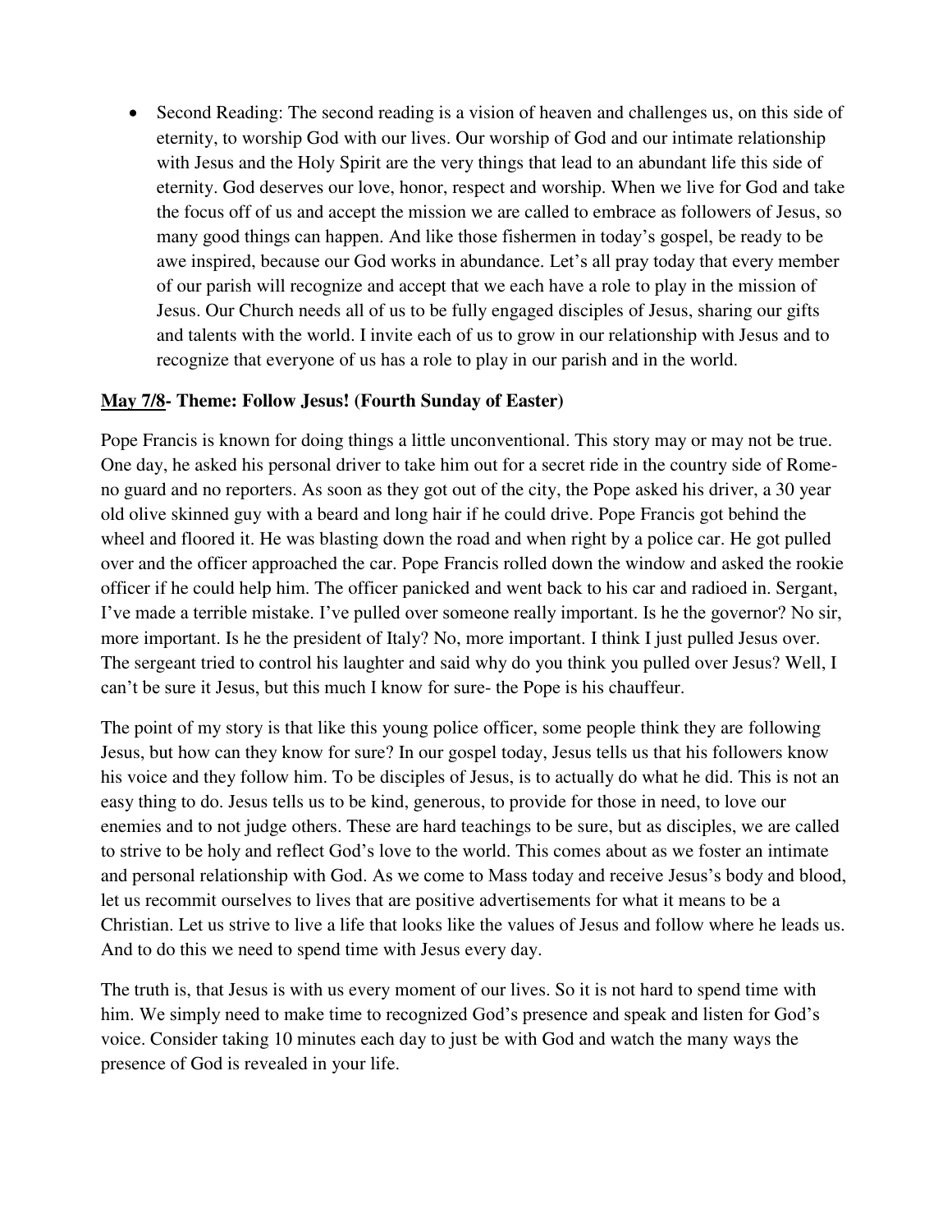- Second Reading: The second reading is a vision of heaven and challenges us, on this side of eternity, to worship God with our lives. Our worship of God and our intimate relationship with Jesus and the Holy Spirit are the very things that lead to an abundant life this side of eternity. God deserves our love, honor, respect and worship. When we live for God and take the focus off of us and accept the mission we are called to embrace as followers of Jesus, so many good things can happen. And like those fishermen in today's gospel, be ready to be awe inspired, because our God works in abundance. Let's all pray today that every member of our parish will recognize and accept that we each have a role to play in the mission of Jesus. Our Church needs all of us to be fully engaged disciples of Jesus, sharing our gifts and talents with the world. I invite each of us to grow in our relationship with Jesus and to recognize that everyone of us has a role to play in our parish and in the world.

**<u>May 7/8</u>- Theme: Follow Jesus! (Fourth Sunday of Easter)**

Pope Francis is known for doing things a little unconventional. This story may or may not be true. One day, he asked his personal driver to take him out for a secret ride in the country side of Rome- no guard and no reporters. As soon as they got out of the city, the Pope asked his driver, a 30 year old olive skinned guy with a beard and long hair if he could drive. Pope Francis got behind the wheel and floored it. He was blasting down the road and when right by a police car. He got pulled over and the officer approached the car. Pope Francis rolled down the window and asked the rookie officer if he could help him. The officer panicked and went back to his car and radioed in. Sergant, I've made a terrible mistake. I've pulled over someone really important. Is he the governor? No sir, more important. Is he the president of Italy? No, more important. I think I just pulled Jesus over. The sergeant tried to control his laughter and said why do you think you pulled over Jesus? Well, I can't be sure it Jesus, but this much I know for sure- the Pope is his chauffeur.

The point of my story is that like this young police officer, some people think they are following Jesus, but how can they know for sure? In our gospel today, Jesus tells us that his followers know his voice and they follow him. To be disciples of Jesus, is to actually do what he did. This is not an easy thing to do. Jesus tells us to be kind, generous, to provide for those in need, to love our enemies and to not judge others. These are hard teachings to be sure, but as disciples, we are called to strive to be holy and reflect God's love to the world. This comes about as we foster an intimate and personal relationship with God. As we come to Mass today and receive Jesus's body and blood, let us recommit ourselves to lives that are positive advertisements for what it means to be a Christian. Let us strive to live a life that looks like the values of Jesus and follow where he leads us. And to do this we need to spend time with Jesus every day.

The truth is, that Jesus is with us every moment of our lives. So it is not hard to spend time with him. We simply need to make time to recognized God's presence and speak and listen for God's voice. Consider taking 10 minutes each day to just be with God and watch the many ways the presence of God is revealed in your life.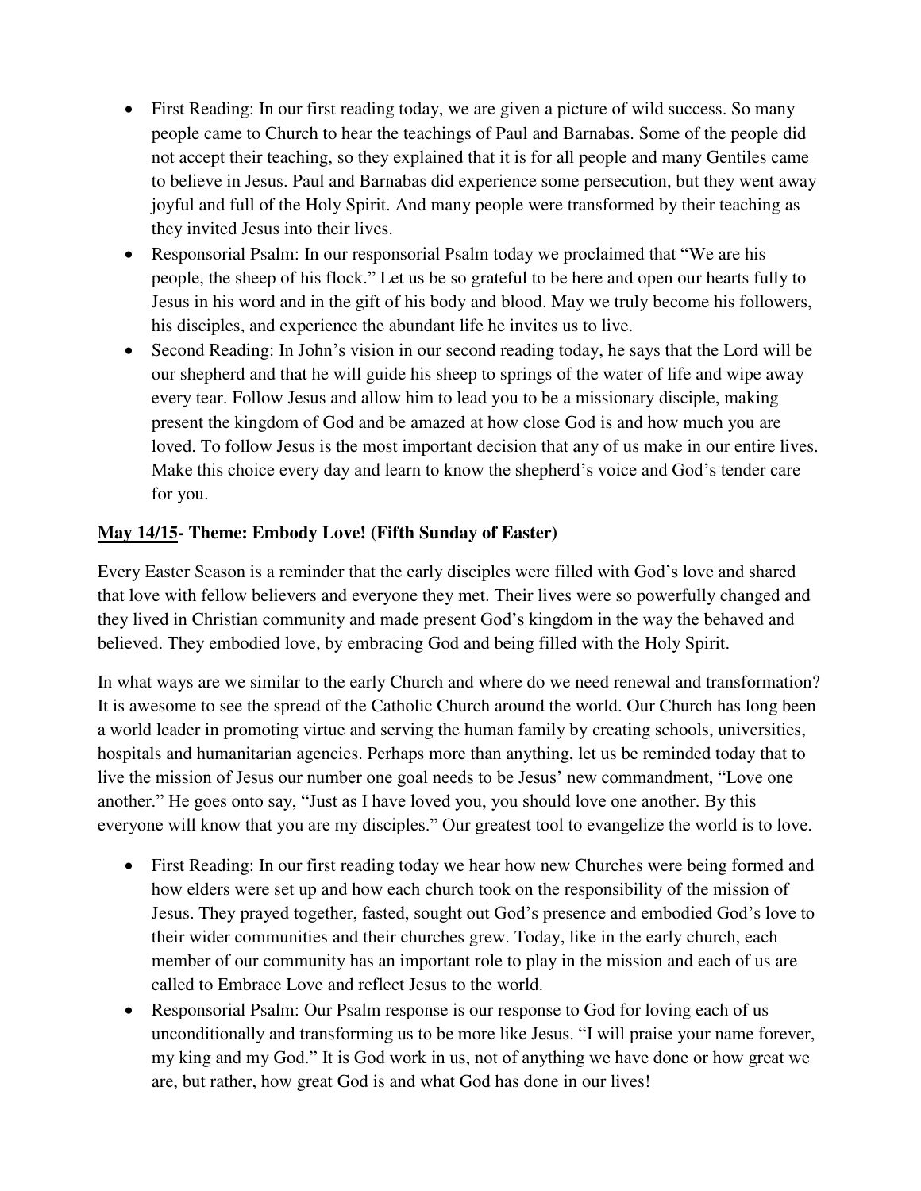- First Reading: In our first reading today, we are given a picture of wild success. So many people came to Church to hear the teachings of Paul and Barnabas. Some of the people did not accept their teaching, so they explained that it is for all people and many Gentiles came to believe in Jesus. Paul and Barnabas did experience some persecution, but they went away joyful and full of the Holy Spirit. And many people were transformed by their teaching as they invited Jesus into their lives.
- Responsorial Psalm: In our responsorial Psalm today we proclaimed that "We are his people, the sheep of his flock." Let us be so grateful to be here and open our hearts fully to Jesus in his word and in the gift of his body and blood. May we truly become his followers, his disciples, and experience the abundant life he invites us to live.
- Second Reading: In John's vision in our second reading today, he says that the Lord will be our shepherd and that he will guide his sheep to springs of the water of life and wipe away every tear. Follow Jesus and allow him to lead you to be a missionary disciple, making present the kingdom of God and be amazed at how close God is and how much you are loved. To follow Jesus is the most important decision that any of us make in our entire lives. Make this choice every day and learn to know the shepherd's voice and God's tender care for you.

**<u>May 14/15</u>- Theme: Embody Love! (Fifth Sunday of Easter)**

Every Easter Season is a reminder that the early disciples were filled with God's love and shared that love with fellow believers and everyone they met. Their lives were so powerfully changed and they lived in Christian community and made present God's kingdom in the way the behaved and believed. They embodied love, by embracing God and being filled with the Holy Spirit.

In what ways are we similar to the early Church and where do we need renewal and transformation? It is awesome to see the spread of the Catholic Church around the world. Our Church has long been a world leader in promoting virtue and serving the human family by creating schools, universities, hospitals and humanitarian agencies. Perhaps more than anything, let us be reminded today that to live the mission of Jesus our number one goal needs to be Jesus' new commandment, "Love one another." He goes onto say, "Just as I have loved you, you should love one another. By this everyone will know that you are my disciples." Our greatest tool to evangelize the world is to love.

- First Reading: In our first reading today we hear how new Churches were being formed and how elders were set up and how each church took on the responsibility of the mission of Jesus. They prayed together, fasted, sought out God's presence and embodied God's love to their wider communities and their churches grew. Today, like in the early church, each member of our community has an important role to play in the mission and each of us are called to Embrace Love and reflect Jesus to the world.
- Responsorial Psalm: Our Psalm response is our response to God for loving each of us unconditionally and transforming us to be more like Jesus. "I will praise your name forever, my king and my God." It is God work in us, not of anything we have done or how great we are, but rather, how great God is and what God has done in our lives!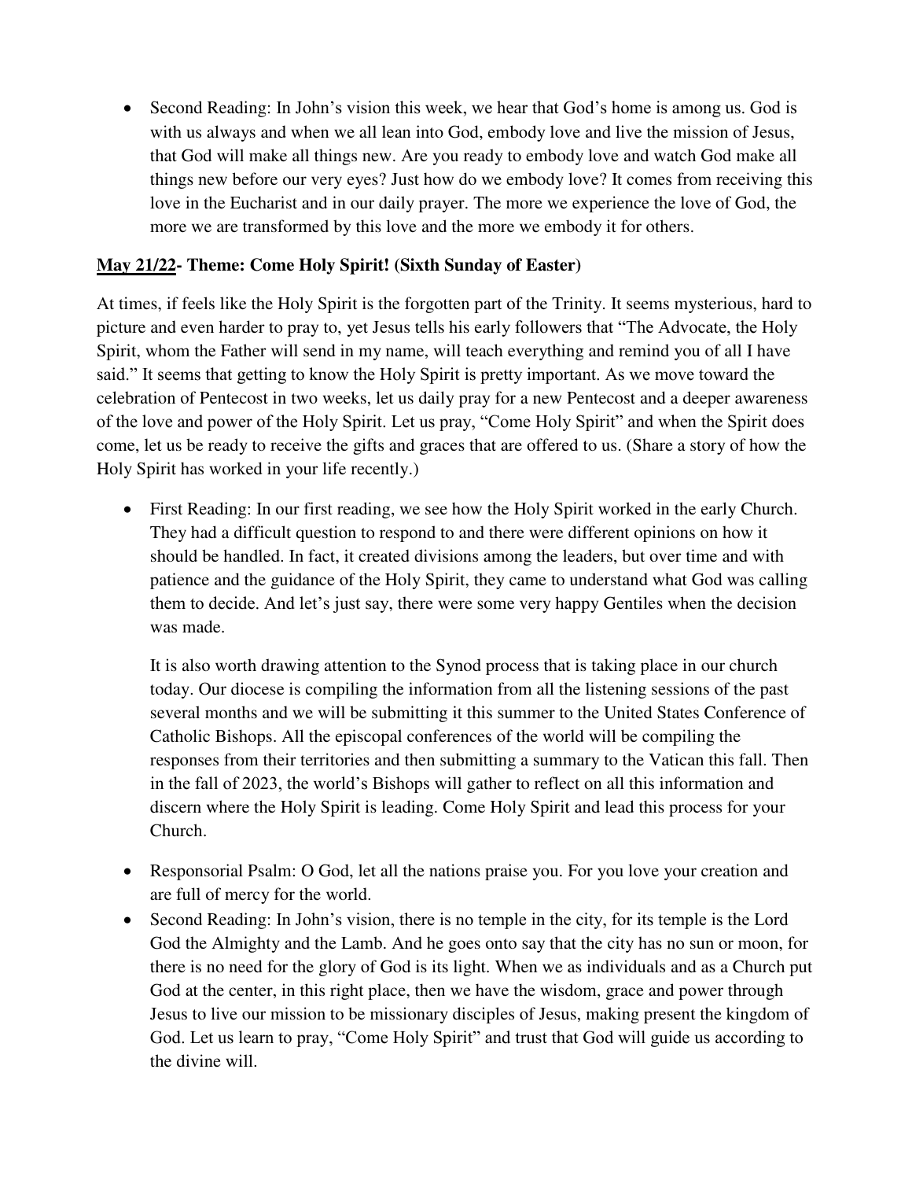- Second Reading: In John's vision this week, we hear that God's home is among us. God is with us always and when we all lean into God, embody love and live the mission of Jesus, that God will make all things new. Are you ready to embody love and watch God make all things new before our very eyes? Just how do we embody love? It comes from receiving this love in the Eucharist and in our daily prayer. The more we experience the love of God, the more we are transformed by this love and the more we embody it for others.

**<u>May 21/22</u>- Theme: Come Holy Spirit! (Sixth Sunday of Easter)**

At times, if feels like the Holy Spirit is the forgotten part of the Trinity. It seems mysterious, hard to picture and even harder to pray to, yet Jesus tells his early followers that "The Advocate, the Holy Spirit, whom the Father will send in my name, will teach everything and remind you of all I have said." It seems that getting to know the Holy Spirit is pretty important. As we move toward the celebration of Pentecost in two weeks, let us daily pray for a new Pentecost and a deeper awareness of the love and power of the Holy Spirit. Let us pray, "Come Holy Spirit" and when the Spirit does come, let us be ready to receive the gifts and graces that are offered to us. (Share a story of how the Holy Spirit has worked in your life recently.)

- First Reading: In our first reading, we see how the Holy Spirit worked in the early Church. They had a difficult question to respond to and there were different opinions on how it should be handled. In fact, it created divisions among the leaders, but over time and with patience and the guidance of the Holy Spirit, they came to understand what God was calling them to decide. And let's just say, there were some very happy Gentiles when the decision was made.

  It is also worth drawing attention to the Synod process that is taking place in our church today. Our diocese is compiling the information from all the listening sessions of the past several months and we will be submitting it this summer to the United States Conference of Catholic Bishops. All the episcopal conferences of the world will be compiling the responses from their territories and then submitting a summary to the Vatican this fall. Then in the fall of 2023, the world's Bishops will gather to reflect on all this information and discern where the Holy Spirit is leading. Come Holy Spirit and lead this process for your Church.

- Responsorial Psalm: O God, let all the nations praise you. For you love your creation and are full of mercy for the world.
- Second Reading: In John's vision, there is no temple in the city, for its temple is the Lord God the Almighty and the Lamb. And he goes onto say that the city has no sun or moon, for there is no need for the glory of God is its light. When we as individuals and as a Church put God at the center, in this right place, then we have the wisdom, grace and power through Jesus to live our mission to be missionary disciples of Jesus, making present the kingdom of God. Let us learn to pray, "Come Holy Spirit" and trust that God will guide us according to the divine will.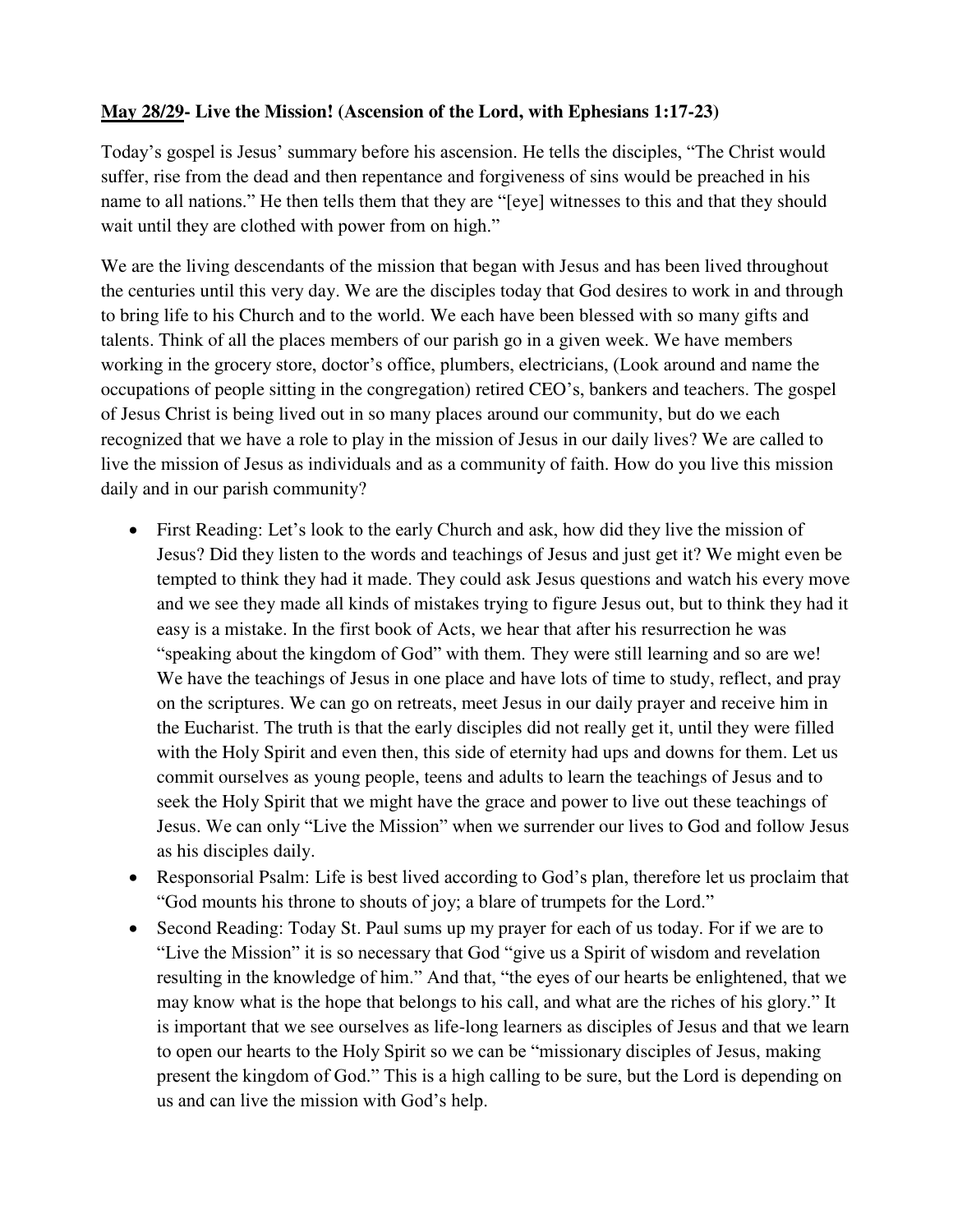**<u>May 28/29</u>- Live the Mission! (Ascension of the Lord, with Ephesians 1:17-23)**

Today's gospel is Jesus' summary before his ascension. He tells the disciples, "The Christ would suffer, rise from the dead and then repentance and forgiveness of sins would be preached in his name to all nations." He then tells them that they are "[eye] witnesses to this and that they should wait until they are clothed with power from on high."

We are the living descendants of the mission that began with Jesus and has been lived throughout the centuries until this very day. We are the disciples today that God desires to work in and through to bring life to his Church and to the world. We each have been blessed with so many gifts and talents. Think of all the places members of our parish go in a given week. We have members working in the grocery store, doctor's office, plumbers, electricians, (Look around and name the occupations of people sitting in the congregation) retired CEO's, bankers and teachers. The gospel of Jesus Christ is being lived out in so many places around our community, but do we each recognized that we have a role to play in the mission of Jesus in our daily lives? We are called to live the mission of Jesus as individuals and as a community of faith. How do you live this mission daily and in our parish community?

- First Reading: Let's look to the early Church and ask, how did they live the mission of Jesus? Did they listen to the words and teachings of Jesus and just get it? We might even be tempted to think they had it made. They could ask Jesus questions and watch his every move and we see they made all kinds of mistakes trying to figure Jesus out, but to think they had it easy is a mistake. In the first book of Acts, we hear that after his resurrection he was "speaking about the kingdom of God" with them. They were still learning and so are we! We have the teachings of Jesus in one place and have lots of time to study, reflect, and pray on the scriptures. We can go on retreats, meet Jesus in our daily prayer and receive him in the Eucharist. The truth is that the early disciples did not really get it, until they were filled with the Holy Spirit and even then, this side of eternity had ups and downs for them. Let us commit ourselves as young people, teens and adults to learn the teachings of Jesus and to seek the Holy Spirit that we might have the grace and power to live out these teachings of Jesus. We can only "Live the Mission" when we surrender our lives to God and follow Jesus as his disciples daily.
- Responsorial Psalm: Life is best lived according to God's plan, therefore let us proclaim that "God mounts his throne to shouts of joy; a blare of trumpets for the Lord."
- Second Reading: Today St. Paul sums up my prayer for each of us today. For if we are to "Live the Mission" it is so necessary that God "give us a Spirit of wisdom and revelation resulting in the knowledge of him." And that, "the eyes of our hearts be enlightened, that we may know what is the hope that belongs to his call, and what are the riches of his glory." It is important that we see ourselves as life-long learners as disciples of Jesus and that we learn to open our hearts to the Holy Spirit so we can be "missionary disciples of Jesus, making present the kingdom of God." This is a high calling to be sure, but the Lord is depending on us and can live the mission with God's help.